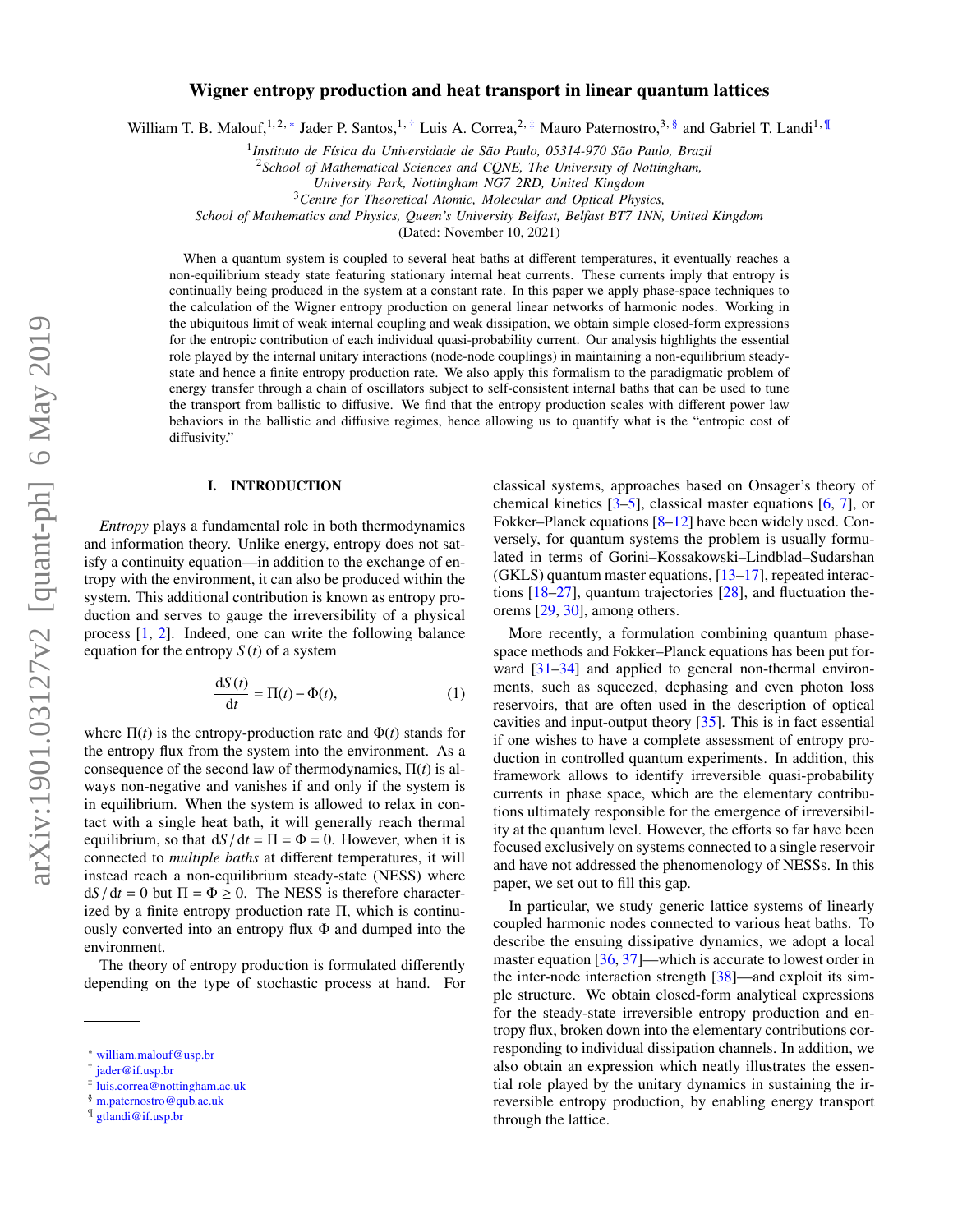# Wigner entropy production and heat transport in linear quantum lattices

William T. B. Malouf,[1,2,*] Jader P. Santos,[1,†] Luis A. Correa,[2,‡] Mauro Paternostro,[3,§] and Gabriel T. Landi[1,¶]

[1] *Instituto de Física da Universidade de São Paulo, 05314-970 São Paulo, Brazil*
[2] *School of Mathematical Sciences and CQNE, The University of Nottingham, University Park, Nottingham NG7 2RD, United Kingdom*
[3] *Centre for Theoretical Atomic, Molecular and Optical Physics, School of Mathematics and Physics, Queen's University Belfast, Belfast BT7 1NN, United Kingdom*

(Dated: November 10, 2021)

When a quantum system is coupled to several heat baths at different temperatures, it eventually reaches a non-equilibrium steady state featuring stationary internal heat currents. These currents imply that entropy is continually being produced in the system at a constant rate. In this paper we apply phase-space techniques to the calculation of the Wigner entropy production on general linear networks of harmonic nodes. Working in the ubiquitous limit of weak internal coupling and weak dissipation, we obtain simple closed-form expressions for the entropic contribution of each individual quasi-probability current. Our analysis highlights the essential role played by the internal unitary interactions (node-node couplings) in maintaining a non-equilibrium steady-state and hence a finite entropy production rate. We also apply this formalism to the paradigmatic problem of energy transfer through a chain of oscillators subject to self-consistent internal baths that can be used to tune the transport from ballistic to diffusive. We find that the entropy production scales with different power law behaviors in the ballistic and diffusive regimes, hence allowing us to quantify what is the "entropic cost of diffusivity."

## I. INTRODUCTION

*Entropy* plays a fundamental role in both thermodynamics and information theory. Unlike energy, entropy does not satisfy a continuity equation—in addition to the exchange of entropy with the environment, it can also be produced within the system. This additional contribution is known as entropy production and serves to gauge the irreversibility of a physical process [1, 2]. Indeed, one can write the following balance equation for the entropy $S(t)$ of a system

$$\frac{\mathrm{d}S(t)}{\mathrm{d}t} = \Pi(t) - \Phi(t), \tag{1}$$

where $\Pi(t)$ is the entropy-production rate and $\Phi(t)$ stands for the entropy flux from the system into the environment. As a consequence of the second law of thermodynamics, $\Pi(t)$ is always non-negative and vanishes if and only if the system is in equilibrium. When the system is allowed to relax in contact with a single heat bath, it will generally reach thermal equilibrium, so that $\mathrm{d}S/\mathrm{d}t = \Pi = \Phi = 0$. However, when it is connected to *multiple baths* at different temperatures, it will instead reach a non-equilibrium steady-state (NESS) where $\mathrm{d}S/\mathrm{d}t = 0$ but $\Pi = \Phi \geq 0$. The NESS is therefore characterized by a finite entropy production rate $\Pi$, which is continuously converted into an entropy flux $\Phi$ and dumped into the environment.

The theory of entropy production is formulated differently depending on the type of stochastic process at hand. For classical systems, approaches based on Onsager's theory of chemical kinetics [3–5], classical master equations [6, 7], or Fokker–Planck equations [8–12] have been widely used. Conversely, for quantum systems the problem is usually formulated in terms of Gorini–Kossakowski–Lindblad–Sudarshan (GKLS) quantum master equations, [13–17], repeated interactions [18–27], quantum trajectories [28], and fluctuation theorems [29, 30], among others.

More recently, a formulation combining quantum phase-space methods and Fokker–Planck equations has been put forward [31–34] and applied to general non-thermal environments, such as squeezed, dephasing and even photon loss reservoirs, that are often used in the description of optical cavities and input-output theory [35]. This is in fact essential if one wishes to have a complete assessment of entropy production in controlled quantum experiments. In addition, this framework allows to identify irreversible quasi-probability currents in phase space, which are the elementary contributions ultimately responsible for the emergence of irreversibility at the quantum level. However, the efforts so far have been focused exclusively on systems connected to a single reservoir and have not addressed the phenomenology of NESSs. In this paper, we set out to fill this gap.

In particular, we study generic lattice systems of linearly coupled harmonic nodes connected to various heat baths. To describe the ensuing dissipative dynamics, we adopt a local master equation [36, 37]—which is accurate to lowest order in the inter-node interaction strength [38]—and exploit its simple structure. We obtain closed-form analytical expressions for the steady-state irreversible entropy production and entropy flux, broken down into the elementary contributions corresponding to individual dissipation channels. In addition, we also obtain an expression which neatly illustrates the essential role played by the unitary dynamics in sustaining the irreversible entropy production, by enabling energy transport through the lattice.

* william.malouf@usp.br
† jader@if.usp.br
‡ luis.correa@nottingham.ac.uk
§ m.paternostro@qub.ac.uk
¶ gtlandi@if.usp.br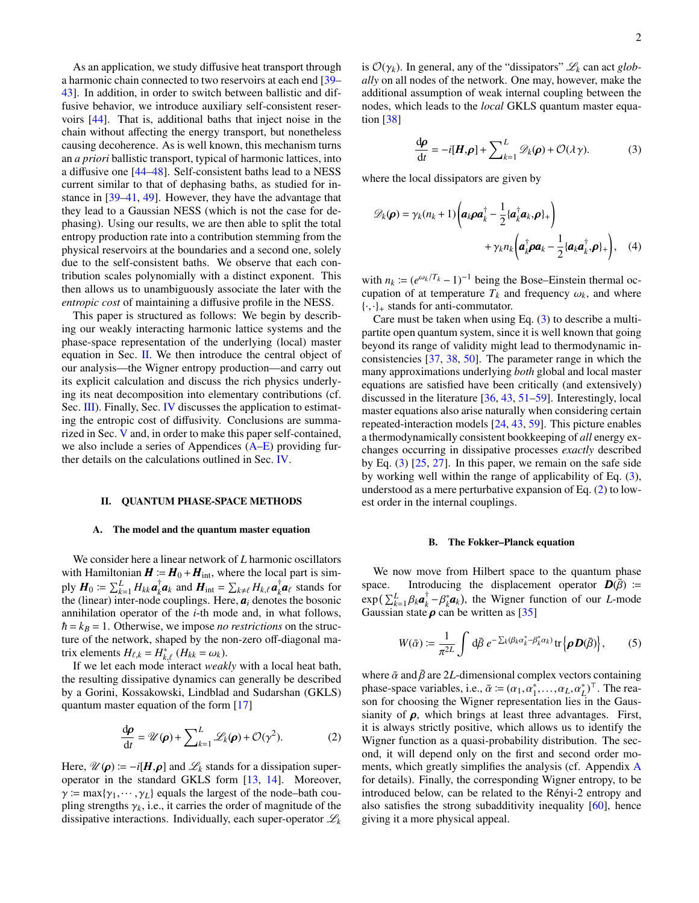As an application, we study diffusive heat transport through a harmonic chain connected to two reservoirs at each end [39–43]. In addition, in order to switch between ballistic and diffusive behavior, we introduce auxiliary self-consistent reservoirs [44]. That is, additional baths that inject noise in the chain without affecting the energy transport, but nonetheless causing decoherence. As is well known, this mechanism turns an *a priori* ballistic transport, typical of harmonic lattices, into a diffusive one [44–48]. Self-consistent baths lead to a NESS current similar to that of dephasing baths, as studied for instance in [39–41, 49]. However, they have the advantage that they lead to a Gaussian NESS (which is not the case for dephasing). Using our results, we are then able to split the total entropy production rate into a contribution stemming from the physical reservoirs at the boundaries and a second one, solely due to the self-consistent baths. We observe that each contribution scales polynomially with a distinct exponent. This then allows us to unambiguously associate the later with the *entropic cost* of maintaining a diffusive profile in the NESS.

This paper is structured as follows: We begin by describing our weakly interacting harmonic lattice systems and the phase-space representation of the underlying (local) master equation in Sec. II. We then introduce the central object of our analysis—the Wigner entropy production—and carry out its explicit calculation and discuss the rich physics underlying its neat decomposition into elementary contributions (cf. Sec. III). Finally, Sec. IV discusses the application to estimating the entropic cost of diffusivity. Conclusions are summarized in Sec. V and, in order to make this paper self-contained, we also include a series of Appendices (A–E) providing further details on the calculations outlined in Sec. IV.

## II. QUANTUM PHASE-SPACE METHODS

### A. The model and the quantum master equation

We consider here a linear network of $L$ harmonic oscillators with Hamiltonian $\boldsymbol{H} := \boldsymbol{H}_0 + \boldsymbol{H}_{\text{int}}$, where the local part is simply $\boldsymbol{H}_0 := \sum_{k=1}^{L} H_{kk} \boldsymbol{a}_k^\dagger \boldsymbol{a}_k$ and $\boldsymbol{H}_{\text{int}} = \sum_{k \neq \ell} H_{k,\ell} \boldsymbol{a}_k^\dagger \boldsymbol{a}_\ell$ stands for the (linear) inter-node couplings. Here, $\boldsymbol{a}_i$ denotes the bosonic annihilation operator of the $i$-th mode and, in what follows, $\hbar = k_B = 1$. Otherwise, we impose *no restrictions* on the structure of the network, shaped by the non-zero off-diagonal matrix elements $H_{\ell,k} = H_{k,\ell}^*$ ($H_{kk} = \omega_k$).

If we let each mode interact *weakly* with a local heat bath, the resulting dissipative dynamics can generally be described by a Gorini, Kossakowski, Lindblad and Sudarshan (GKLS) quantum master equation of the form [17]

$$\frac{\mathrm{d}\boldsymbol{\rho}}{\mathrm{d}t} = \mathscr{U}(\boldsymbol{\rho}) + \sum_{k=1}^{L} \mathscr{L}_k(\boldsymbol{\rho}) + \mathcal{O}(\gamma^2). \tag{2}$$

Here, $\mathscr{U}(\boldsymbol{\rho}) := -i[\boldsymbol{H}, \boldsymbol{\rho}]$ and $\mathscr{L}_k$ stands for a dissipation super-operator in the standard GKLS form [13, 14]. Moreover, $\gamma := \max\{\gamma_1, \cdots, \gamma_L\}$ equals the largest of the node–bath coupling strengths $\gamma_k$, i.e., it carries the order of magnitude of the dissipative interactions. Individually, each super-operator $\mathscr{L}_k$ is $\mathcal{O}(\gamma_k)$. In general, any of the "dissipators" $\mathscr{L}_k$ can act *globally* on all nodes of the network. One may, however, make the additional assumption of weak internal coupling between the nodes, which leads to the *local* GKLS quantum master equation [38]

$$\frac{\mathrm{d}\boldsymbol{\rho}}{\mathrm{d}t} = -i[\boldsymbol{H}, \boldsymbol{\rho}] + \sum_{k=1}^{L} \mathscr{D}_k(\boldsymbol{\rho}) + \mathcal{O}(\lambda\gamma). \tag{3}$$

where the local dissipators are given by

$$\mathscr{D}_k(\boldsymbol{\rho}) = \gamma_k(n_k + 1)\left(\boldsymbol{a}_k \boldsymbol{\rho} \boldsymbol{a}_k^\dagger - \frac{1}{2}\{\boldsymbol{a}_k^\dagger \boldsymbol{a}_k, \boldsymbol{\rho}\}_+\right) + \gamma_k n_k \left(\boldsymbol{a}_k^\dagger \boldsymbol{\rho} \boldsymbol{a}_k - \frac{1}{2}\{\boldsymbol{a}_k \boldsymbol{a}_k^\dagger, \boldsymbol{\rho}\}_+\right), \tag{4}$$

with $n_k := (e^{\omega_k/T_k} - 1)^{-1}$ being the Bose–Einstein thermal occupation of at temperature $T_k$ and frequency $\omega_k$, and where $\{\cdot,\cdot\}_+$ stands for anti-commutator.

Care must be taken when using Eq. (3) to describe a multipartite open quantum system, since it is well known that going beyond its range of validity might lead to thermodynamic inconsistencies [37, 38, 50]. The parameter range in which the many approximations underlying *both* global and local master equations are satisfied have been critically (and extensively) discussed in the literature [36, 43, 51–59]. Interestingly, local master equations also arise naturally when considering certain repeated-interaction models [24, 43, 59]. This picture enables a thermodynamically consistent bookkeeping of *all* energy exchanges occurring in dissipative processes *exactly* described by Eq. (3) [25, 27]. In this paper, we remain on the safe side by working well within the range of applicability of Eq. (3), understood as a mere perturbative expansion of Eq. (2) to lowest order in the internal couplings.

### B. The Fokker–Planck equation

We now move from Hilbert space to the quantum phase space. Introducing the displacement operator $\boldsymbol{D}(\bar{\beta}) := \exp\left(\sum_{k=1}^{L} \beta_k \boldsymbol{a}_k^\dagger - \beta_k^* \boldsymbol{a}_k\right)$, the Wigner function of our $L$-mode Gaussian state $\boldsymbol{\rho}$ can be written as [35]

$$W(\bar{\alpha}) := \frac{1}{\pi^{2L}} \int \mathrm{d}\bar{\beta}\, e^{-\sum_k (\beta_k \alpha_k^* - \beta_k^* \alpha_k)} \operatorname{tr}\left\{\boldsymbol{\rho} \boldsymbol{D}(\bar{\beta})\right\}, \tag{5}$$

where $\bar{\alpha}$ and $\bar{\beta}$ are $2L$-dimensional complex vectors containing phase-space variables, i.e., $\bar{\alpha} := (\alpha_1, \alpha_1^*, \ldots, \alpha_L, \alpha_L^*)^\top$. The reason for choosing the Wigner representation lies in the Gaussianity of $\boldsymbol{\rho}$, which brings at least three advantages. First, it is always strictly positive, which allows us to identify the Wigner function as a quasi-probability distribution. The second, it will depend only on the first and second order moments, which greatly simplifies the analysis (cf. Appendix A for details). Finally, the corresponding Wigner entropy, to be introduced below, can be related to the Rényi-2 entropy and also satisfies the strong subadditivity inequality [60], hence giving it a more physical appeal.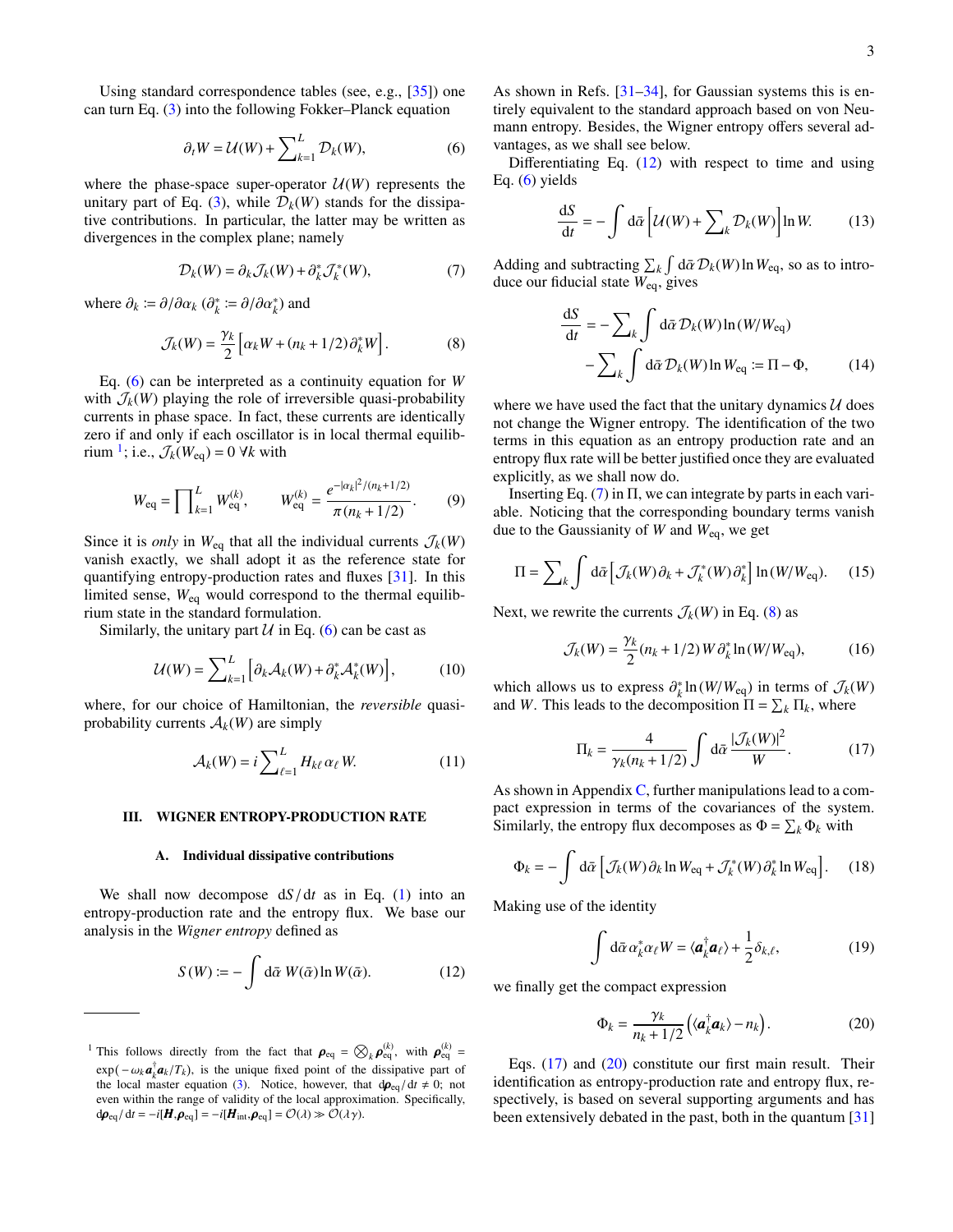Using standard correspondence tables (see, e.g., [35]) one can turn Eq. (3) into the following Fokker–Planck equation

$$\partial_t W = \mathcal{U}(W) + \sum_{k=1}^{L} \mathcal{D}_k(W), \tag{6}$$

where the phase-space super-operator $\mathcal{U}(W)$ represents the unitary part of Eq. (3), while $\mathcal{D}_k(W)$ stands for the dissipative contributions. In particular, the latter may be written as divergences in the complex plane; namely

$$\mathcal{D}_k(W) = \partial_k \mathcal{J}_k(W) + \partial_k^* \mathcal{J}_k^*(W), \tag{7}$$

where $\partial_k := \partial/\partial\alpha_k$ ($\partial_k^* := \partial/\partial\alpha_k^*$) and

$$\mathcal{J}_k(W) = \frac{\gamma_k}{2}\left[\alpha_k W + (n_k + 1/2)\,\partial_k^* W\right]. \tag{8}$$

Eq. (6) can be interpreted as a continuity equation for $W$ with $\mathcal{J}_k(W)$ playing the role of irreversible quasi-probability currents in phase space. In fact, these currents are identically zero if and only if each oscillator is in local thermal equilibrium [1]; i.e., $\mathcal{J}_k(W_{\text{eq}}) = 0\ \forall k$ with

$$W_{\text{eq}} = \prod_{k=1}^{L} W_{\text{eq}}^{(k)}, \qquad W_{\text{eq}}^{(k)} = \frac{e^{-|\alpha_k|^2/(n_k+1/2)}}{\pi(n_k+1/2)}. \tag{9}$$

Since it is *only* in $W_{\text{eq}}$ that all the individual currents $\mathcal{J}_k(W)$ vanish exactly, we shall adopt it as the reference state for quantifying entropy-production rates and fluxes [31]. In this limited sense, $W_{\text{eq}}$ would correspond to the thermal equilibrium state in the standard formulation.

Similarly, the unitary part $\mathcal{U}$ in Eq. (6) can be cast as

$$\mathcal{U}(W) = \sum_{k=1}^{L}\left[\partial_k \mathcal{A}_k(W) + \partial_k^* \mathcal{A}_k^*(W)\right], \tag{10}$$

where, for our choice of Hamiltonian, the *reversible* quasi-probability currents $\mathcal{A}_k(W)$ are simply

$$\mathcal{A}_k(W) = i\sum_{\ell=1}^{L} H_{k\ell}\,\alpha_\ell\, W. \tag{11}$$

## III. WIGNER ENTROPY-PRODUCTION RATE

### A. Individual dissipative contributions

We shall now decompose $\mathrm{d}S/\mathrm{d}t$ as in Eq. (1) into an entropy-production rate and the entropy flux. We base our analysis in the *Wigner entropy* defined as

$$S(W) := -\int \mathrm{d}\bar{\alpha}\; W(\bar{\alpha}) \ln W(\bar{\alpha}). \tag{12}$$

As shown in Refs. [31–34], for Gaussian systems this is entirely equivalent to the standard approach based on von Neumann entropy. Besides, the Wigner entropy offers several advantages, as we shall see below.

Differentiating Eq. (12) with respect to time and using Eq. (6) yields

$$\frac{\mathrm{d}S}{\mathrm{d}t} = -\int \mathrm{d}\bar{\alpha}\left[\mathcal{U}(W) + \sum_k \mathcal{D}_k(W)\right]\ln W. \tag{13}$$

Adding and subtracting $\sum_k \int \mathrm{d}\bar{\alpha}\,\mathcal{D}_k(W)\ln W_{\text{eq}}$, so as to introduce our fiducial state $W_{\text{eq}}$, gives

$$\begin{aligned}\frac{\mathrm{d}S}{\mathrm{d}t} &= -\sum_k \int \mathrm{d}\bar{\alpha}\,\mathcal{D}_k(W)\ln(W/W_{\text{eq}}) \\ &\quad -\sum_k \int \mathrm{d}\bar{\alpha}\,\mathcal{D}_k(W)\ln W_{\text{eq}} := \Pi - \Phi,\end{aligned} \tag{14}$$

where we have used the fact that the unitary dynamics $\mathcal{U}$ does not change the Wigner entropy. The identification of the two terms in this equation as an entropy production rate and an entropy flux rate will be better justified once they are evaluated explicitly, as we shall now do.

Inserting Eq. (7) in $\Pi$, we can integrate by parts in each variable. Noticing that the corresponding boundary terms vanish due to the Gaussianity of $W$ and $W_{\text{eq}}$, we get

$$\Pi = \sum_k \int \mathrm{d}\bar{\alpha}\left[\mathcal{J}_k(W)\,\partial_k + \mathcal{J}_k^*(W)\,\partial_k^*\right]\ln(W/W_{\text{eq}}). \tag{15}$$

Next, we rewrite the currents $\mathcal{J}_k(W)$ in Eq. (8) as

$$\mathcal{J}_k(W) = \frac{\gamma_k}{2}(n_k+1/2)\,W\,\partial_k^*\ln(W/W_{\text{eq}}), \tag{16}$$

which allows us to express $\partial_k^*\ln(W/W_{\text{eq}})$ in terms of $\mathcal{J}_k(W)$ and $W$. This leads to the decomposition $\Pi = \sum_k \Pi_k$, where

$$\Pi_k = \frac{4}{\gamma_k(n_k+1/2)}\int \mathrm{d}\bar{\alpha}\,\frac{|\mathcal{J}_k(W)|^2}{W}. \tag{17}$$

As shown in Appendix C, further manipulations lead to a compact expression in terms of the covariances of the system. Similarly, the entropy flux decomposes as $\Phi = \sum_k \Phi_k$ with

$$\Phi_k = -\int \mathrm{d}\bar{\alpha}\left[\mathcal{J}_k(W)\,\partial_k \ln W_{\text{eq}} + \mathcal{J}_k^*(W)\,\partial_k^* \ln W_{\text{eq}}\right]. \tag{18}$$

Making use of the identity

$$\int \mathrm{d}\bar{\alpha}\,\alpha_k^*\alpha_\ell W = \langle \boldsymbol{a}_k^\dagger \boldsymbol{a}_\ell\rangle + \frac{1}{2}\delta_{k,\ell}, \tag{19}$$

we finally get the compact expression

$$\Phi_k = \frac{\gamma_k}{n_k+1/2}\left(\langle \boldsymbol{a}_k^\dagger \boldsymbol{a}_k\rangle - n_k\right). \tag{20}$$

Eqs. (17) and (20) constitute our first main result. Their identification as entropy-production rate and entropy flux, respectively, is based on several supporting arguments and has been extensively debated in the past, both in the quantum [31]

---

[1] This follows directly from the fact that $\boldsymbol{\rho}_{\text{eq}} = \bigotimes_k \boldsymbol{\rho}_{\text{eq}}^{(k)}$, with $\boldsymbol{\rho}_{\text{eq}}^{(k)} = \exp(-\omega_k \boldsymbol{a}_k^\dagger \boldsymbol{a}_k/T_k)$, is the unique fixed point of the dissipative part of the local master equation (3). Notice, however, that $\mathrm{d}\boldsymbol{\rho}_{\text{eq}}/\mathrm{d}t \neq 0$; not even within the range of validity of the local approximation. Specifically, $\mathrm{d}\boldsymbol{\rho}_{\text{eq}}/\mathrm{d}t = -i[\boldsymbol{H},\boldsymbol{\rho}_{\text{eq}}] = -i[\boldsymbol{H}_{\text{int}},\boldsymbol{\rho}_{\text{eq}}] = \mathcal{O}(\lambda) \gg \mathcal{O}(\lambda\gamma)$.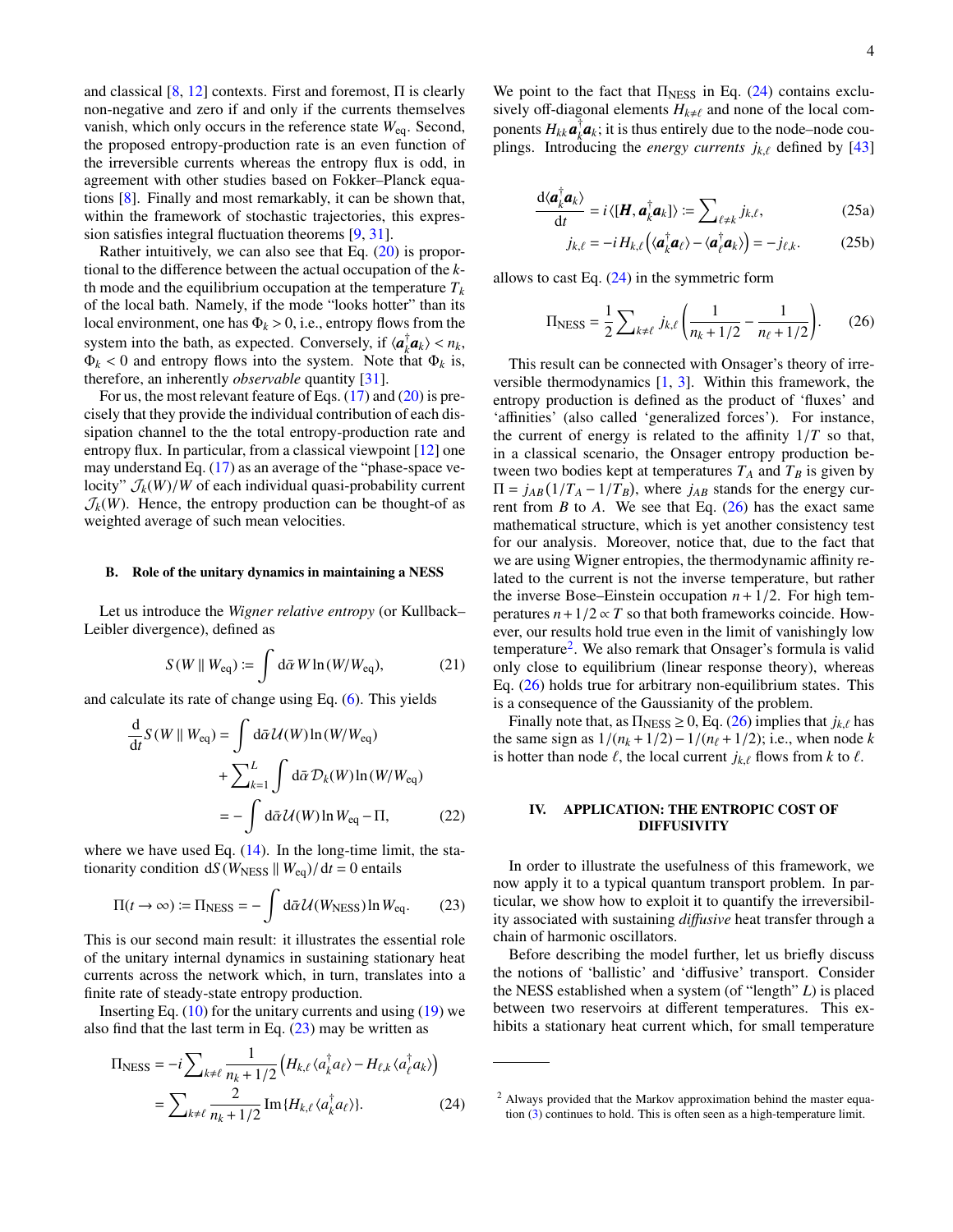and classical [8, 12] contexts. First and foremost, $\Pi$ is clearly non-negative and zero if and only if the currents themselves vanish, which only occurs in the reference state $W_{\rm eq}$. Second, the proposed entropy-production rate is an even function of the irreversible currents whereas the entropy flux is odd, in agreement with other studies based on Fokker–Planck equations [8]. Finally and most remarkably, it can be shown that, within the framework of stochastic trajectories, this expression satisfies integral fluctuation theorems [9, 31].

Rather intuitively, we can also see that Eq. (20) is proportional to the difference between the actual occupation of the $k$-th mode and the equilibrium occupation at the temperature $T_k$ of the local bath. Namely, if the mode "looks hotter" than its local environment, one has $\Phi_k > 0$, i.e., entropy flows from the system into the bath, as expected. Conversely, if $\langle \boldsymbol{a}_k^\dagger \boldsymbol{a}_k\rangle < n_k$, $\Phi_k < 0$ and entropy flows into the system. Note that $\Phi_k$ is, therefore, an inherently *observable* quantity [31].

For us, the most relevant feature of Eqs. (17) and (20) is precisely that they provide the individual contribution of each dissipation channel to the the total entropy-production rate and entropy flux. In particular, from a classical viewpoint [12] one may understand Eq. (17) as an average of the "phase-space velocity" $\mathcal{J}_k(W)/W$ of each individual quasi-probability current $\mathcal{J}_k(W)$. Hence, the entropy production can be thought-of as weighted average of such mean velocities.

### B. Role of the unitary dynamics in maintaining a NESS

Let us introduce the *Wigner relative entropy* (or Kullback–Leibler divergence), defined as

$$S(W \,\|\, W_{\rm eq}) := \int \mathrm{d}\bar{\alpha}\, W \ln(W/W_{\rm eq}), \tag{21}$$

and calculate its rate of change using Eq. (6). This yields

$$\begin{aligned}\frac{\mathrm{d}}{\mathrm{d}t} S(W \,\|\, W_{\rm eq}) &= \int \mathrm{d}\bar{\alpha}\, \mathcal{U}(W) \ln(W/W_{\rm eq}) \\ &\quad + \sum\nolimits_{k=1}^{L} \int \mathrm{d}\bar{\alpha}\, \mathcal{D}_k(W) \ln(W/W_{\rm eq}) \\ &= -\int \mathrm{d}\bar{\alpha}\, \mathcal{U}(W) \ln W_{\rm eq} - \Pi,\end{aligned} \tag{22}$$

where we have used Eq. (14). In the long-time limit, the stationarity condition $\mathrm{d}S(W_{\rm NESS} \,\|\, W_{\rm eq})/\mathrm{d}t = 0$ entails

$$\Pi(t \to \infty) := \Pi_{\rm NESS} = -\int \mathrm{d}\bar{\alpha}\, \mathcal{U}(W_{\rm NESS}) \ln W_{\rm eq}. \tag{23}$$

This is our second main result: it illustrates the essential role of the unitary internal dynamics in sustaining stationary heat currents across the network which, in turn, translates into a finite rate of steady-state entropy production.

Inserting Eq. (10) for the unitary currents and using (19) we also find that the last term in Eq. (23) may be written as

$$\begin{aligned}\Pi_{\rm NESS} &= -i \sum\nolimits_{k\neq\ell} \frac{1}{n_k + 1/2} \left( H_{k,\ell} \langle a_k^\dagger a_\ell\rangle - H_{\ell,k} \langle a_\ell^\dagger a_k\rangle \right) \\ &= \sum\nolimits_{k\neq\ell} \frac{2}{n_k + 1/2} \operatorname{Im}\{ H_{k,\ell} \langle a_k^\dagger a_\ell\rangle \}.\end{aligned} \tag{24}$$

We point to the fact that $\Pi_{\rm NESS}$ in Eq. (24) contains exclusively off-diagonal elements $H_{k\neq\ell}$ and none of the local components $H_{kk}\, \boldsymbol{a}_k^\dagger \boldsymbol{a}_k$; it is thus entirely due to the node–node couplings. Introducing the *energy currents* $j_{k,\ell}$ defined by [43]

$$\frac{\mathrm{d}\langle \boldsymbol{a}_k^\dagger \boldsymbol{a}_k\rangle}{\mathrm{d}t} = i \langle [\boldsymbol{H}, \boldsymbol{a}_k^\dagger \boldsymbol{a}_k] \rangle := \sum\nolimits_{\ell\neq k} j_{k,\ell}, \tag{25a}$$

$$j_{k,\ell} = -i\, H_{k,\ell} \left( \langle \boldsymbol{a}_k^\dagger \boldsymbol{a}_\ell\rangle - \langle \boldsymbol{a}_\ell^\dagger \boldsymbol{a}_k\rangle \right) = -j_{\ell,k}. \tag{25b}$$

allows to cast Eq. (24) in the symmetric form

$$\Pi_{\rm NESS} = \frac{1}{2} \sum\nolimits_{k\neq\ell} j_{k,\ell} \left( \frac{1}{n_k + 1/2} - \frac{1}{n_\ell + 1/2} \right). \tag{26}$$

This result can be connected with Onsager's theory of irreversible thermodynamics [1, 3]. Within this framework, the entropy production is defined as the product of 'fluxes' and 'affinities' (also called 'generalized forces'). For instance, the current of energy is related to the affinity $1/T$ so that, in a classical scenario, the Onsager entropy production between two bodies kept at temperatures $T_A$ and $T_B$ is given by $\Pi = j_{AB}(1/T_A - 1/T_B)$, where $j_{AB}$ stands for the energy current from $B$ to $A$. We see that Eq. (26) has the exact same mathematical structure, which is yet another consistency test for our analysis. Moreover, notice that, due to the fact that we are using Wigner entropies, the thermodynamic affinity related to the current is not the inverse temperature, but rather the inverse Bose–Einstein occupation $n + 1/2$. For high temperatures $n + 1/2 \propto T$ so that both frameworks coincide. However, our results hold true even in the limit of vanishingly low temperature[2]. We also remark that Onsager's formula is valid only close to equilibrium (linear response theory), whereas Eq. (26) holds true for arbitrary non-equilibrium states. This is a consequence of the Gaussianity of the problem.

Finally note that, as $\Pi_{\rm NESS} \geq 0$, Eq. (26) implies that $j_{k,\ell}$ has the same sign as $1/(n_k + 1/2) - 1/(n_\ell + 1/2)$; i.e., when node $k$ is hotter than node $\ell$, the local current $j_{k,\ell}$ flows from $k$ to $\ell$.

## IV. APPLICATION: THE ENTROPIC COST OF DIFFUSIVITY

In order to illustrate the usefulness of this framework, we now apply it to a typical quantum transport problem. In particular, we show how to exploit it to quantify the irreversibility associated with sustaining *diffusive* heat transfer through a chain of harmonic oscillators.

Before describing the model further, let us briefly discuss the notions of 'ballistic' and 'diffusive' transport. Consider the NESS established when a system (of "length" $L$) is placed between two reservoirs at different temperatures. This exhibits a stationary heat current which, for small temperature

---

[2] Always provided that the Markov approximation behind the master equation (3) continues to hold. This is often seen as a high-temperature limit.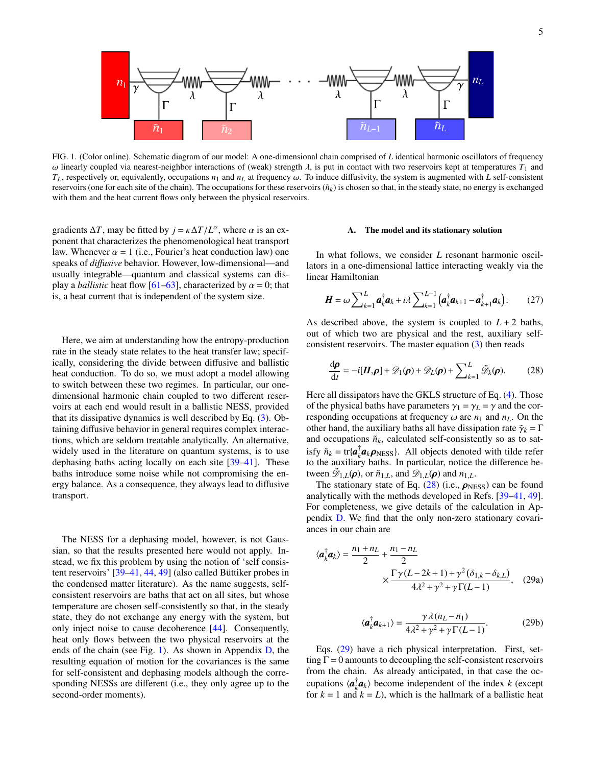FIG. 1. (Color online). Schematic diagram of our model: A one-dimensional chain comprised of $L$ identical harmonic oscillators of frequency $\omega$ linearly coupled via nearest-neighbor interactions of (weak) strength $\lambda$, is put in contact with two reservoirs kept at temperatures $T_1$ and $T_L$, respectively or, equivalently, occupations $n_1$ and $n_L$ at frequency $\omega$. To induce diffusivity, the system is augmented with $L$ self-consistent reservoirs (one for each site of the chain). The occupations for these reservoirs ($\tilde{n}_k$) is chosen so that, in the steady state, no energy is exchanged with them and the heat current flows only between the physical reservoirs.

gradients $\Delta T$, may be fitted by $j = \kappa \Delta T / L^{\alpha}$, where $\alpha$ is an exponent that characterizes the phenomenological heat transport law. Whenever $\alpha = 1$ (i.e., Fourier's heat conduction law) one speaks of *diffusive* behavior. However, low-dimensional—and usually integrable—quantum and classical systems can display a *ballistic* heat flow [61–63], characterized by $\alpha = 0$; that is, a heat current that is independent of the system size.

Here, we aim at understanding how the entropy-production rate in the steady state relates to the heat transfer law; specifically, considering the divide between diffusive and ballistic heat conduction. To do so, we must adopt a model allowing to switch between these two regimes. In particular, our one-dimensional harmonic chain coupled to two different reservoirs at each end would result in a ballistic NESS, provided that its dissipative dynamics is well described by Eq. (3). Obtaining diffusive behavior in general requires complex interactions, which are seldom treatable analytically. An alternative, widely used in the literature on quantum systems, is to use dephasing baths acting locally on each site [39–41]. These baths introduce some noise while not compromising the energy balance. As a consequence, they always lead to diffusive transport.

The NESS for a dephasing model, however, is not Gaussian, so that the results presented here would not apply. Instead, we fix this problem by using the notion of 'self consistent reservoirs' [39–41, 44, 49] (also called Büttiker probes in the condensed matter literature). As the name suggests, self-consistent reservoirs are baths that act on all sites, but whose temperature are chosen self-consistently so that, in the steady state, they do not exchange any energy with the system, but only inject noise to cause decoherence [44]. Consequently, heat only flows between the two physical reservoirs at the ends of the chain (see Fig. 1). As shown in Appendix D, the resulting equation of motion for the covariances is the same for self-consistent and dephasing models although the corresponding NESSs are different (i.e., they only agree up to the second-order moments).

### A. The model and its stationary solution

In what follows, we consider $L$ resonant harmonic oscillators in a one-dimensional lattice interacting weakly via the linear Hamiltonian

$$
\boldsymbol{H} = \omega \sum_{k=1}^{L} \boldsymbol{a}_k^{\dagger} \boldsymbol{a}_k + i\lambda \sum_{k=1}^{L-1} \left( \boldsymbol{a}_k^{\dagger} \boldsymbol{a}_{k+1} - \boldsymbol{a}_{k+1}^{\dagger} \boldsymbol{a}_k \right). \tag{27}
$$

As described above, the system is coupled to $L+2$ baths, out of which two are physical and the rest, auxiliary self-consistent reservoirs. The master equation (3) then reads

$$
\frac{\mathrm{d}\boldsymbol{\rho}}{\mathrm{d}t} = -i[\boldsymbol{H}, \boldsymbol{\rho}] + \mathscr{D}_1(\boldsymbol{\rho}) + \mathscr{D}_L(\boldsymbol{\rho}) + \sum_{k=1}^{L} \tilde{\mathscr{D}}_k(\boldsymbol{\rho}). \tag{28}
$$

Here all dissipators have the GKLS structure of Eq. (4). Those of the physical baths have parameters $\gamma_1 = \gamma_L = \gamma$ and the corresponding occupations at frequency $\omega$ are $n_1$ and $n_L$. On the other hand, the auxiliary baths all have dissipation rate $\tilde{\gamma}_k = \Gamma$ and occupations $\tilde{n}_k$, calculated self-consistently so as to satisfy $\tilde{n}_k = \mathrm{tr}\{\boldsymbol{a}_k^{\dagger} \boldsymbol{a}_k \boldsymbol{\rho}_{\mathrm{NESS}}\}$. All objects denoted with tilde refer to the auxiliary baths. In particular, notice the difference between $\tilde{\mathscr{D}}_{1,L}(\boldsymbol{\rho})$, or $\tilde{n}_{1,L}$, and $\mathscr{D}_{1,L}(\boldsymbol{\rho})$ and $n_{1,L}$.

The stationary state of Eq. (28) (i.e., $\boldsymbol{\rho}_{\mathrm{NESS}}$) can be found analytically with the methods developed in Refs. [39–41, 49]. For completeness, we give details of the calculation in Appendix D. We find that the only non-zero stationary covariances in our chain are

$$
\langle \boldsymbol{a}_k^{\dagger} \boldsymbol{a}_k \rangle = \frac{n_1 + n_L}{2} + \frac{n_1 - n_L}{2} \times \frac{\Gamma\gamma(L - 2k + 1) + \gamma^2(\delta_{1,k} - \delta_{k,L})}{4\lambda^2 + \gamma^2 + \gamma\Gamma(L-1)}, \tag{29a}
$$

$$
\langle \boldsymbol{a}_k^{\dagger} \boldsymbol{a}_{k+1} \rangle = \frac{\gamma\lambda(n_L - n_1)}{4\lambda^2 + \gamma^2 + \gamma\Gamma(L-1)}. \tag{29b}
$$

Eqs. (29) have a rich physical interpretation. First, setting $\Gamma = 0$ amounts to decoupling the self-consistent reservoirs from the chain. As already anticipated, in that case the occupations $\langle \boldsymbol{a}_k^{\dagger} \boldsymbol{a}_k \rangle$ become independent of the index $k$ (except for $k = 1$ and $k = L$), which is the hallmark of a ballistic heat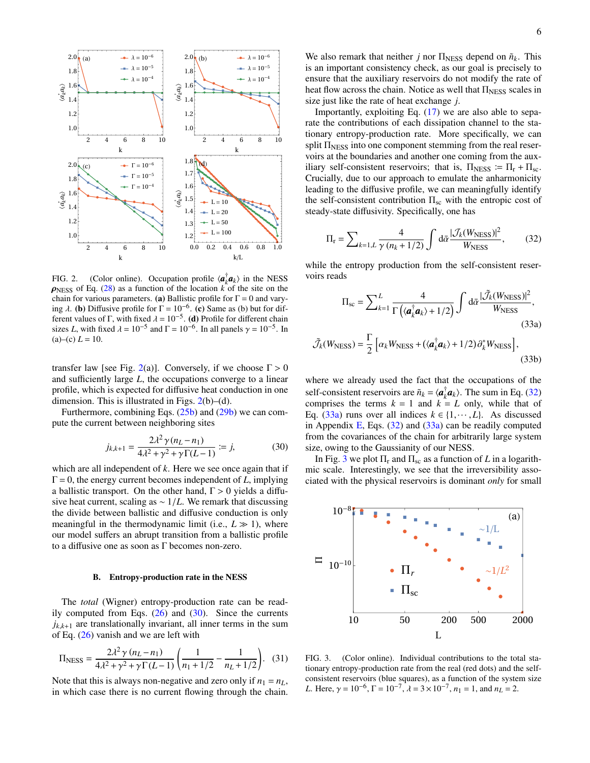FIG. 2. (Color online). Occupation profile $\langle \boldsymbol{a}_k^\dagger \boldsymbol{a}_k \rangle$ in the NESS $\boldsymbol{\rho}_{\rm NESS}$ of Eq. (28) as a function of the location $k$ of the site on the chain for various parameters. **(a)** Ballistic profile for $\Gamma = 0$ and varying $\lambda$. **(b)** Diffusive profile for $\Gamma = 10^{-6}$. **(c)** Same as (b) but for different values of $\Gamma$, with fixed $\lambda = 10^{-5}$. **(d)** Profile for different chain sizes $L$, with fixed $\lambda = 10^{-5}$ and $\Gamma = 10^{-6}$. In all panels $\gamma = 10^{-5}$. In (a)–(c) $L = 10$.

transfer law [see Fig. 2(a)]. Conversely, if we choose $\Gamma > 0$ and sufficiently large $L$, the occupations converge to a linear profile, which is expected for diffusive heat conduction in one dimension. This is illustrated in Figs. 2(b)–(d).

Furthermore, combining Eqs. (25b) and (29b) we can compute the current between neighboring sites

$$j_{k,k+1} = \frac{2\lambda^2 \gamma (n_L - n_1)}{4\lambda^2 + \gamma^2 + \gamma\Gamma(L-1)} := j, \tag{30}$$

which are all independent of $k$. Here we see once again that if $\Gamma = 0$, the energy current becomes independent of $L$, implying a ballistic transport. On the other hand, $\Gamma > 0$ yields a diffusive heat current, scaling as $\sim 1/L$. We remark that discussing the divide between ballistic and diffusive conduction is only meaningful in the thermodynamic limit (i.e., $L \gg 1$), where our model suffers an abrupt transition from a ballistic profile to a diffusive one as soon as $\Gamma$ becomes non-zero.

### B. Entropy-production rate in the NESS

The *total* (Wigner) entropy-production rate can be readily computed from Eqs. (26) and (30). Since the currents $j_{k,k+1}$ are translationally invariant, all inner terms in the sum of Eq. (26) vanish and we are left with

$$\Pi_{\rm NESS} = \frac{2\lambda^2 \gamma (n_L - n_1)}{4\lambda^2 + \gamma^2 + \gamma\Gamma(L-1)} \left( \frac{1}{n_1 + 1/2} - \frac{1}{n_L + 1/2} \right). \tag{31}$$

Note that this is always non-negative and zero only if $n_1 = n_L$, in which case there is no current flowing through the chain.

We also remark that neither $j$ nor $\Pi_{\rm NESS}$ depend on $\tilde{n}_k$. This is an important consistency check, as our goal is precisely to ensure that the auxiliary reservoirs do not modify the rate of heat flow across the chain. Notice as well that $\Pi_{\rm NESS}$ scales in size just like the rate of heat exchange $j$.

Importantly, exploiting Eq. (17) we are also able to separate the contributions of each dissipation channel to the stationary entropy-production rate. More specifically, we can split $\Pi_{\rm NESS}$ into one component stemming from the real reservoirs at the boundaries and another one coming from the auxiliary self-consistent reservoirs; that is, $\Pi_{\rm NESS} := \Pi_{\rm r} + \Pi_{\rm sc}$. Crucially, due to our approach to emulate the anharmonicity leading to the diffusive profile, we can meaningfully identify the self-consistent contribution $\Pi_{\rm sc}$ with the entropic cost of steady-state diffusivity. Specifically, one has

$$\Pi_{\rm r} = \sum\nolimits_{k=1,L} \frac{4}{\gamma\,(n_k + 1/2)} \int {\rm d}\bar{\alpha} \frac{|\mathcal{J}_k(W_{\rm NESS})|^2}{W_{\rm NESS}}, \tag{32}$$

while the entropy production from the self-consistent reservoirs reads

$$\Pi_{\rm sc} = \sum\nolimits_{k=1}^{L} \frac{4}{\Gamma\left(\langle \boldsymbol{a}_k^\dagger \boldsymbol{a}_k \rangle + 1/2\right)} \int {\rm d}\bar{\alpha} \frac{|\tilde{\mathcal{J}}_k(W_{\rm NESS})|^2}{W_{\rm NESS}}, \tag{33a}$$

$$\tilde{\mathcal{J}}_k(W_{\rm NESS}) = \frac{\Gamma}{2}\left[ \alpha_k W_{\rm NESS} + (\langle \boldsymbol{a}_k^\dagger \boldsymbol{a}_k \rangle + 1/2)\,\partial_k^* W_{\rm NESS} \right], \tag{33b}$$

where we already used the fact that the occupations of the self-consistent reservoirs are $\tilde{n}_k = \langle \boldsymbol{a}_k^\dagger \boldsymbol{a}_k \rangle$. The sum in Eq. (32) comprises the terms $k = 1$ and $k = L$ only, while that of Eq. (33a) runs over all indices $k \in \{1, \cdots, L\}$. As discussed in Appendix E, Eqs. (32) and (33a) can be readily computed from the covariances of the chain for arbitrarily large system size, owing to the Gaussianity of our NESS.

In Fig. 3 we plot $\Pi_{\rm r}$ and $\Pi_{\rm sc}$ as a function of $L$ in a logarithmic scale. Interestingly, we see that the irreversibility associated with the physical reservoirs is dominant *only* for small

FIG. 3. (Color online). Individual contributions to the total stationary entropy-production rate from the real (red dots) and the self-consistent reservoirs (blue squares), as a function of the system size $L$. Here, $\gamma = 10^{-6}$, $\Gamma = 10^{-7}$, $\lambda = 3 \times 10^{-7}$, $n_1 = 1$, and $n_L = 2$.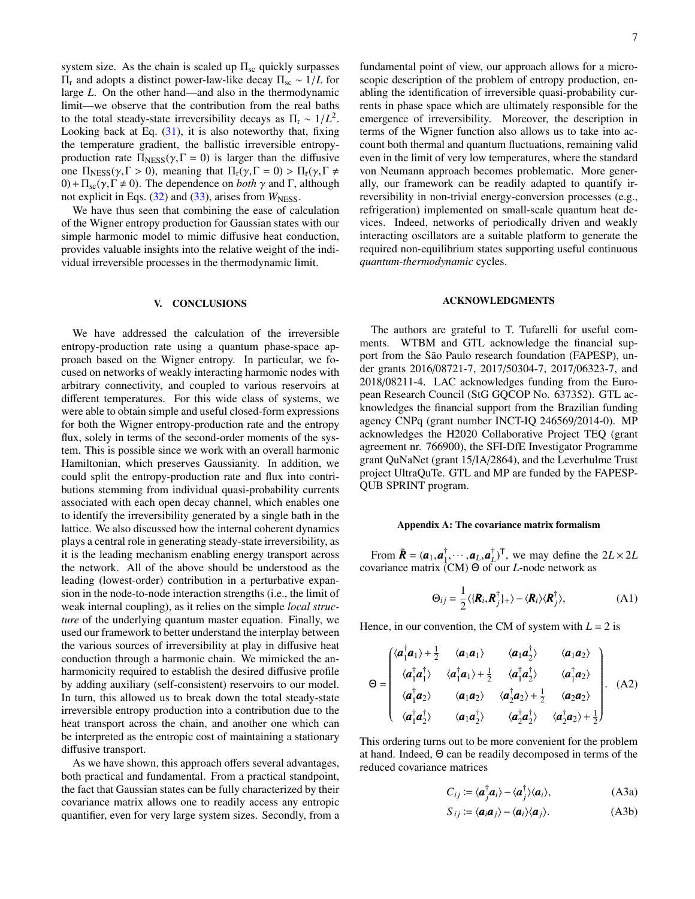system size. As the chain is scaled up $\Pi_{\rm sc}$ quickly surpasses $\Pi_{\rm r}$ and adopts a distinct power-law-like decay $\Pi_{\rm sc} \sim 1/L$ for large $L$. On the other hand—and also in the thermodynamic limit—we observe that the contribution from the real baths to the total steady-state irreversibility decays as $\Pi_{\rm r} \sim 1/L^2$. Looking back at Eq. (31), it is also noteworthy that, fixing the temperature gradient, the ballistic irreversible entropy-production rate $\Pi_{\rm NESS}(\gamma, \Gamma = 0)$ is larger than the diffusive one $\Pi_{\rm NESS}(\gamma, \Gamma > 0)$, meaning that $\Pi_{\rm r}(\gamma, \Gamma = 0) > \Pi_{\rm r}(\gamma, \Gamma \neq 0) + \Pi_{\rm sc}(\gamma, \Gamma \neq 0)$. The dependence on *both* $\gamma$ and $\Gamma$, although not explicit in Eqs. (32) and (33), arises from $W_{\rm NESS}$.

We have thus seen that combining the ease of calculation of the Wigner entropy production for Gaussian states with our simple harmonic model to mimic diffusive heat conduction, provides valuable insights into the relative weight of the individual irreversible processes in the thermodynamic limit.

## V. CONCLUSIONS

We have addressed the calculation of the irreversible entropy-production rate using a quantum phase-space approach based on the Wigner entropy. In particular, we focused on networks of weakly interacting harmonic nodes with arbitrary connectivity, and coupled to various reservoirs at different temperatures. For this wide class of systems, we were able to obtain simple and useful closed-form expressions for both the Wigner entropy-production rate and the entropy flux, solely in terms of the second-order moments of the system. This is possible since we work with an overall harmonic Hamiltonian, which preserves Gaussianity. In addition, we could split the entropy-production rate and flux into contributions stemming from individual quasi-probability currents associated with each open decay channel, which enables one to identify the irreversibility generated by a single bath in the lattice. We also discussed how the internal coherent dynamics plays a central role in generating steady-state irreversibility, as it is the leading mechanism enabling energy transport across the network. All of the above should be understood as the leading (lowest-order) contribution in a perturbative expansion in the node-to-node interaction strengths (i.e., the limit of weak internal coupling), as it relies on the simple *local structure* of the underlying quantum master equation. Finally, we used our framework to better understand the interplay between the various sources of irreversibility at play in diffusive heat conduction through a harmonic chain. We mimicked the anharmonicity required to establish the desired diffusive profile by adding auxiliary (self-consistent) reservoirs to our model. In turn, this allowed us to break down the total steady-state irreversible entropy production into a contribution due to the heat transport across the chain, and another one which can be interpreted as the entropic cost of maintaining a stationary diffusive transport.

As we have shown, this approach offers several advantages, both practical and fundamental. From a practical standpoint, the fact that Gaussian states can be fully characterized by their covariance matrix allows one to readily access any entropic quantifier, even for very large system sizes. Secondly, from a fundamental point of view, our approach allows for a microscopic description of the problem of entropy production, enabling the identification of irreversible quasi-probability currents in phase space which are ultimately responsible for the emergence of irreversibility. Moreover, the description in terms of the Wigner function also allows us to take into account both thermal and quantum fluctuations, remaining valid even in the limit of very low temperatures, where the standard von Neumann approach becomes problematic. More generally, our framework can be readily adapted to quantify irreversibility in non-trivial energy-conversion processes (e.g., refrigeration) implemented on small-scale quantum heat devices. Indeed, networks of periodically driven and weakly interacting oscillators are a suitable platform to generate the required non-equilibrium states supporting useful continuous *quantum-thermodynamic* cycles.

## ACKNOWLEDGMENTS

The authors are grateful to T. Tufarelli for useful comments. WTBM and GTL acknowledge the financial support from the São Paulo research foundation (FAPESP), under grants 2016/08721-7, 2017/50304-7, 2017/06323-7, and 2018/08211-4. LAC acknowledges funding from the European Research Council (StG GQCOP No. 637352). GTL acknowledges the financial support from the Brazilian funding agency CNPq (grant number INCT-IQ 246569/2014-0). MP acknowledges the H2020 Collaborative Project TEQ (grant agreement nr. 766900), the SFI-DfE Investigator Programme grant QuNaNet (grant 15/IA/2864), and the Leverhulme Trust project UltraQuTe. GTL and MP are funded by the FAPESP-QUB SPRINT program.

### Appendix A: The covariance matrix formalism

From $\bar{\boldsymbol{R}} = (\boldsymbol{a}_1, \boldsymbol{a}_1^\dagger, \cdots, \boldsymbol{a}_L, \boldsymbol{a}_L^\dagger)^\mathsf{T}$, we may define the $2L \times 2L$ covariance matrix (CM) $\Theta$ of our $L$-node network as

$$\Theta_{ij} = \frac{1}{2}\langle\{\boldsymbol{R}_i, \boldsymbol{R}_j^\dagger\}_+\rangle - \langle\boldsymbol{R}_i\rangle\langle\boldsymbol{R}_j^\dagger\rangle, \tag{A1}$$

Hence, in our convention, the CM of system with $L = 2$ is

$$\Theta = \begin{pmatrix} \langle\boldsymbol{a}_1^\dagger\boldsymbol{a}_1\rangle + \frac{1}{2} & \langle\boldsymbol{a}_1\boldsymbol{a}_1\rangle & \langle\boldsymbol{a}_1\boldsymbol{a}_2^\dagger\rangle & \langle\boldsymbol{a}_1\boldsymbol{a}_2\rangle \\ \langle\boldsymbol{a}_1^\dagger\boldsymbol{a}_1^\dagger\rangle & \langle\boldsymbol{a}_1^\dagger\boldsymbol{a}_1\rangle + \frac{1}{2} & \langle\boldsymbol{a}_1^\dagger\boldsymbol{a}_2^\dagger\rangle & \langle\boldsymbol{a}_1^\dagger\boldsymbol{a}_2\rangle \\ \langle\boldsymbol{a}_1^\dagger\boldsymbol{a}_2\rangle & \langle\boldsymbol{a}_1\boldsymbol{a}_2\rangle & \langle\boldsymbol{a}_2^\dagger\boldsymbol{a}_2\rangle + \frac{1}{2} & \langle\boldsymbol{a}_2\boldsymbol{a}_2\rangle \\ \langle\boldsymbol{a}_1^\dagger\boldsymbol{a}_2^\dagger\rangle & \langle\boldsymbol{a}_1\boldsymbol{a}_2^\dagger\rangle & \langle\boldsymbol{a}_2^\dagger\boldsymbol{a}_2^\dagger\rangle & \langle\boldsymbol{a}_2^\dagger\boldsymbol{a}_2\rangle + \frac{1}{2} \end{pmatrix}. \tag{A2}$$

This ordering turns out to be more convenient for the problem at hand. Indeed, $\Theta$ can be readily decomposed in terms of the reduced covariance matrices

$$C_{ij} := \langle\boldsymbol{a}_j^\dagger\boldsymbol{a}_i\rangle - \langle\boldsymbol{a}_j^\dagger\rangle\langle\boldsymbol{a}_i\rangle, \tag{A3a}$$

$$S_{ij} := \langle\boldsymbol{a}_i\boldsymbol{a}_j\rangle - \langle\boldsymbol{a}_i\rangle\langle\boldsymbol{a}_j\rangle. \tag{A3b}$$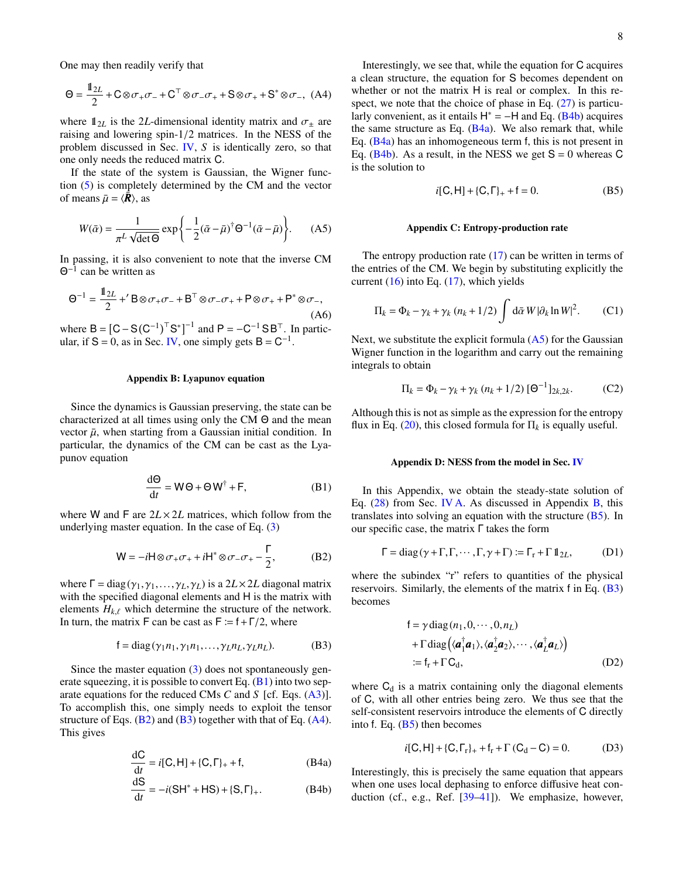One may then readily verify that

$$\Theta = \frac{\mathbb{1}_{2L}}{2} + \mathsf{C}\otimes\sigma_+\sigma_- + \mathsf{C}^\top\otimes\sigma_-\sigma_+ + \mathsf{S}\otimes\sigma_+ + \mathsf{S}^*\otimes\sigma_-, \quad \text{(A4)}$$

where $\mathbb{1}_{2L}$ is the $2L$-dimensional identity matrix and $\sigma_\pm$ are raising and lowering spin-1/2 matrices. In the NESS of the problem discussed in Sec. IV, $S$ is identically zero, so that one only needs the reduced matrix $\mathsf{C}$.

If the state of the system is Gaussian, the Wigner function (5) is completely determined by the CM and the vector of means $\bar{\mu} = \langle \vec{\boldsymbol{R}} \rangle$, as

$$W(\bar{\alpha}) = \frac{1}{\pi^L\sqrt{\det\Theta}}\exp\left\{-\frac{1}{2}(\bar{\alpha}-\bar{\mu})^\dagger\Theta^{-1}(\bar{\alpha}-\bar{\mu})\right\}. \quad \text{(A5)}$$

In passing, it is also convenient to note that the inverse CM $\Theta^{-1}$ can be written as

$$\Theta^{-1} = \frac{\mathbb{1}_{2L}}{2} +' \mathsf{B}\otimes\sigma_+\sigma_- + \mathsf{B}^\top\otimes\sigma_-\sigma_+ + \mathsf{P}\otimes\sigma_+ + \mathsf{P}^*\otimes\sigma_-, \quad \text{(A6)}$$

where $\mathsf{B} = [\mathsf{C} - \mathsf{S}(\mathsf{C}^{-1})^\top\mathsf{S}^*]^{-1}$ and $\mathsf{P} = -\mathsf{C}^{-1}\mathsf{S}\mathsf{B}^\top$. In particular, if $\mathsf{S} = 0$, as in Sec. IV, one simply gets $\mathsf{B} = \mathsf{C}^{-1}$.

### Appendix B: Lyapunov equation

Since the dynamics is Gaussian preserving, the state can be characterized at all times using only the CM $\Theta$ and the mean vector $\bar{\mu}$, when starting from a Gaussian initial condition. In particular, the dynamics of the CM can be cast as the Lyapunov equation

$$\frac{d\Theta}{dt} = \mathsf{W}\Theta + \Theta\mathsf{W}^\dagger + \mathsf{F}, \quad \text{(B1)}$$

where $\mathsf{W}$ and $\mathsf{F}$ are $2L\times 2L$ matrices, which follow from the underlying master equation. In the case of Eq. (3)

$$\mathsf{W} = -i\mathsf{H}\otimes\sigma_+\sigma_+ + i\mathsf{H}^*\otimes\sigma_-\sigma_+ - \frac{\Gamma}{2}, \quad \text{(B2)}$$

where $\Gamma = \mathrm{diag}(\gamma_1, \gamma_1, \ldots, \gamma_L, \gamma_L)$ is a $2L\times 2L$ diagonal matrix with the specified diagonal elements and $\mathsf{H}$ is the matrix with elements $H_{k,\ell}$ which determine the structure of the network. In turn, the matrix $\mathsf{F}$ can be cast as $\mathsf{F} := \mathsf{f} + \Gamma/2$, where

$$\mathsf{f} = \mathrm{diag}(\gamma_1 n_1, \gamma_1 n_1, \ldots, \gamma_L n_L, \gamma_L n_L). \quad \text{(B3)}$$

Since the master equation (3) does not spontaneously generate squeezing, it is possible to convert Eq. (B1) into two separate equations for the reduced CMs $C$ and $S$ [cf. Eqs. (A3)]. To accomplish this, one simply needs to exploit the tensor structure of Eqs. (B2) and (B3) together with that of Eq. (A4). This gives

$$\frac{d\mathsf{C}}{dt} = i[\mathsf{C},\mathsf{H}] + \{\mathsf{C},\Gamma\}_+ + \mathsf{f}, \quad \text{(B4a)}$$

$$\frac{d\mathsf{S}}{dt} = -i(\mathsf{S}\mathsf{H}^* + \mathsf{H}\mathsf{S}) + \{\mathsf{S},\Gamma\}_+. \quad \text{(B4b)}$$

Interestingly, we see that, while the equation for $\mathsf{C}$ acquires a clean structure, the equation for $\mathsf{S}$ becomes dependent on whether or not the matrix $\mathsf{H}$ is real or complex. In this respect, we note that the choice of phase in Eq. (27) is particularly convenient, as it entails $\mathsf{H}^* = -\mathsf{H}$ and Eq. (B4b) acquires the same structure as Eq. (B4a). We also remark that, while Eq. (B4a) has an inhomogeneous term $\mathsf{f}$, this is not present in Eq. (B4b). As a result, in the NESS we get $\mathsf{S} = 0$ whereas $\mathsf{C}$ is the solution to

$$i[\mathsf{C},\mathsf{H}] + \{\mathsf{C},\Gamma\}_+ + \mathsf{f} = 0. \quad \text{(B5)}$$

### Appendix C: Entropy-production rate

The entropy production rate (17) can be written in terms of the entries of the CM. We begin by substituting explicitly the current (16) into Eq. (17), which yields

$$\Pi_k = \Phi_k - \gamma_k + \gamma_k\,(n_k + 1/2)\int d\bar{\alpha}\, W|\partial_k \ln W|^2. \quad \text{(C1)}$$

Next, we substitute the explicit formula (A5) for the Gaussian Wigner function in the logarithm and carry out the remaining integrals to obtain

$$\Pi_k = \Phi_k - \gamma_k + \gamma_k\,(n_k + 1/2)\,[\Theta^{-1}]_{2k,2k}. \quad \text{(C2)}$$

Although this is not as simple as the expression for the entropy flux in Eq. (20), this closed formula for $\Pi_k$ is equally useful.

### Appendix D: NESS from the model in Sec. IV

In this Appendix, we obtain the steady-state solution of Eq. (28) from Sec. IV A. As discussed in Appendix B, this translates into solving an equation with the structure (B5). In our specific case, the matrix $\Gamma$ takes the form

$$\Gamma = \mathrm{diag}(\gamma + \Gamma, \Gamma, \cdots, \Gamma, \gamma + \Gamma) := \Gamma_r + \Gamma\,\mathbb{1}_{2L}, \quad \text{(D1)}$$

where the subindex "r" refers to quantities of the physical reservoirs. Similarly, the elements of the matrix $\mathsf{f}$ in Eq. (B3) becomes

$$\begin{aligned}\mathsf{f} &= \gamma\,\mathrm{diag}(n_1, 0, \cdots, 0, n_L) \\ &+ \Gamma\,\mathrm{diag}\Big(\langle \boldsymbol{a}_1^\dagger \boldsymbol{a}_1\rangle, \langle \boldsymbol{a}_2^\dagger \boldsymbol{a}_2\rangle, \cdots, \langle \boldsymbol{a}_L^\dagger \boldsymbol{a}_L\rangle\Big) \\ &:= \mathsf{f}_r + \Gamma\,\mathsf{C}_d,\end{aligned} \quad \text{(D2)}$$

where $\mathsf{C}_d$ is a matrix containing only the diagonal elements of $\mathsf{C}$, with all other entries being zero. We thus see that the self-consistent reservoirs introduce the elements of $\mathsf{C}$ directly into $\mathsf{f}$. Eq. (B5) then becomes

$$i[\mathsf{C},\mathsf{H}] + \{\mathsf{C},\Gamma_r\}_+ + \mathsf{f}_r + \Gamma\,(\mathsf{C}_d - \mathsf{C}) = 0. \quad \text{(D3)}$$

Interestingly, this is precisely the same equation that appears when one uses local dephasing to enforce diffusive heat conduction (cf., e.g., Ref. [39–41]). We emphasize, however,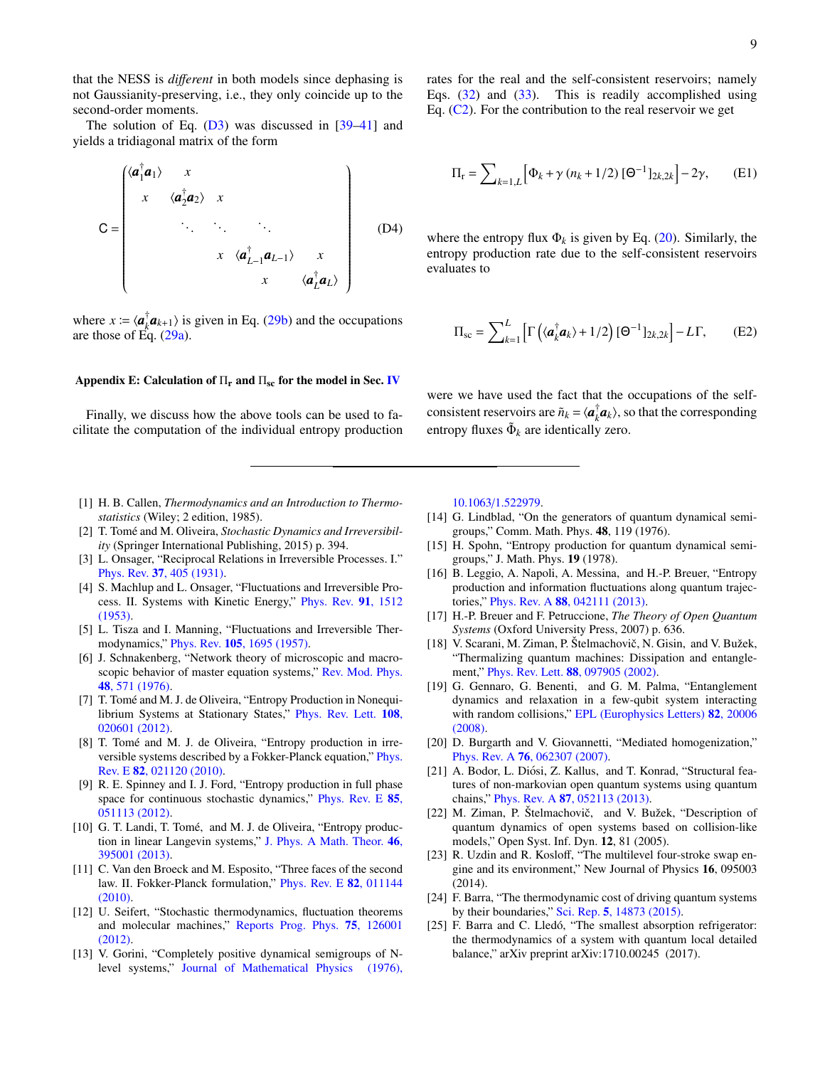that the NESS is *different* in both models since dephasing is not Gaussianity-preserving, i.e., they only coincide up to the second-order moments.

The solution of Eq. (D3) was discussed in [39–41] and yields a tridiagonal matrix of the form

$$
\mathsf{C} = \begin{pmatrix}
\langle a_1^\dagger a_1\rangle & x & & & \\
x & \langle a_2^\dagger a_2\rangle & x & & \\
 & \ddots & \ddots & \ddots & \\
 & & x & \langle a_{L-1}^\dagger a_{L-1}\rangle & x \\
 & & & x & \langle a_L^\dagger a_L\rangle
\end{pmatrix} \tag{D4}
$$

where $x := \langle a_k^\dagger a_{k+1}\rangle$ is given in Eq. (29b) and the occupations are those of Eq. (29a).

### Appendix E: Calculation of $\Pi_\mathrm{r}$ and $\Pi_\mathrm{sc}$ for the model in Sec. IV

Finally, we discuss how the above tools can be used to facilitate the computation of the individual entropy production rates for the real and the self-consistent reservoirs; namely Eqs. (32) and (33). This is readily accomplished using Eq. (C2). For the contribution to the real reservoir we get

$$
\Pi_\mathrm{r} = \sum\nolimits_{k=1,L}\left[\Phi_k + \gamma\,(n_k + 1/2)\,[\Theta^{-1}]_{2k,2k}\right] - 2\gamma, \tag{E1}
$$

where the entropy flux $\Phi_k$ is given by Eq. (20). Similarly, the entropy production rate due to the self-consistent reservoirs evaluates to

$$
\Pi_\mathrm{sc} = \sum\nolimits_{k=1}^{L}\left[\Gamma\left(\langle a_k^\dagger a_k\rangle + 1/2\right)[\Theta^{-1}]_{2k,2k}\right] - L\Gamma, \tag{E2}
$$

were we have used the fact that the occupations of the self-consistent reservoirs are $\tilde{n}_k = \langle a_k^\dagger a_k\rangle$, so that the corresponding entropy fluxes $\tilde{\Phi}_k$ are identically zero.

---

[1] H. B. Callen, *Thermodynamics and an Introduction to Thermostatistics* (Wiley; 2 edition, 1985).

[2] T. Tomé and M. Oliveira, *Stochastic Dynamics and Irreversibility* (Springer International Publishing, 2015) p. 394.

[3] L. Onsager, "Reciprocal Relations in Irreversible Processes. I." Phys. Rev. **37**, 405 (1931).

[4] S. Machlup and L. Onsager, "Fluctuations and Irreversible Process. II. Systems with Kinetic Energy," Phys. Rev. **91**, 1512 (1953).

[5] L. Tisza and I. Manning, "Fluctuations and Irreversible Thermodynamics," Phys. Rev. **105**, 1695 (1957).

[6] J. Schnakenberg, "Network theory of microscopic and macroscopic behavior of master equation systems," Rev. Mod. Phys. **48**, 571 (1976).

[7] T. Tomé and M. J. de Oliveira, "Entropy Production in Nonequilibrium Systems at Stationary States," Phys. Rev. Lett. **108**, 020601 (2012).

[8] T. Tomé and M. J. de Oliveira, "Entropy production in irreversible systems described by a Fokker-Planck equation," Phys. Rev. E **82**, 021120 (2010).

[9] R. E. Spinney and I. J. Ford, "Entropy production in full phase space for continuous stochastic dynamics," Phys. Rev. E **85**, 051113 (2012).

[10] G. T. Landi, T. Tomé, and M. J. de Oliveira, "Entropy production in linear Langevin systems," J. Phys. A Math. Theor. **46**, 395001 (2013).

[11] C. Van den Broeck and M. Esposito, "Three faces of the second law. II. Fokker-Planck formulation," Phys. Rev. E **82**, 011144 (2010).

[12] U. Seifert, "Stochastic thermodynamics, fluctuation theorems and molecular machines," Reports Prog. Phys. **75**, 126001 (2012).

[13] V. Gorini, "Completely positive dynamical semigroups of N-level systems," Journal of Mathematical Physics (1976), 10.1063/1.522979.

[14] G. Lindblad, "On the generators of quantum dynamical semigroups," Comm. Math. Phys. **48**, 119 (1976).

[15] H. Spohn, "Entropy production for quantum dynamical semigroups," J. Math. Phys. **19** (1978).

[16] B. Leggio, A. Napoli, A. Messina, and H.-P. Breuer, "Entropy production and information fluctuations along quantum trajectories," Phys. Rev. A **88**, 042111 (2013).

[17] H.-P. Breuer and F. Petruccione, *The Theory of Open Quantum Systems* (Oxford University Press, 2007) p. 636.

[18] V. Scarani, M. Ziman, P. Štelmachovič, N. Gisin, and V. Bužek, "Thermalizing quantum machines: Dissipation and entanglement," Phys. Rev. Lett. **88**, 097905 (2002).

[19] G. Gennaro, G. Benenti, and G. M. Palma, "Entanglement dynamics and relaxation in a few-qubit system interacting with random collisions," EPL (Europhysics Letters) **82**, 20006 (2008).

[20] D. Burgarth and V. Giovannetti, "Mediated homogenization," Phys. Rev. A **76**, 062307 (2007).

[21] A. Bodor, L. Diósi, Z. Kallus, and T. Konrad, "Structural features of non-markovian open quantum systems using quantum chains," Phys. Rev. A **87**, 052113 (2013).

[22] M. Ziman, P. Štelmachovič, and V. Bužek, "Description of quantum dynamics of open systems based on collision-like models," Open Syst. Inf. Dyn. **12**, 81 (2005).

[23] R. Uzdin and R. Kosloff, "The multilevel four-stroke swap engine and its environment," New Journal of Physics **16**, 095003 (2014).

[24] F. Barra, "The thermodynamic cost of driving quantum systems by their boundaries," Sci. Rep. **5**, 14873 (2015).

[25] F. Barra and C. Lledó, "The smallest absorption refrigerator: the thermodynamics of a system with quantum local detailed balance," arXiv preprint arXiv:1710.00245 (2017).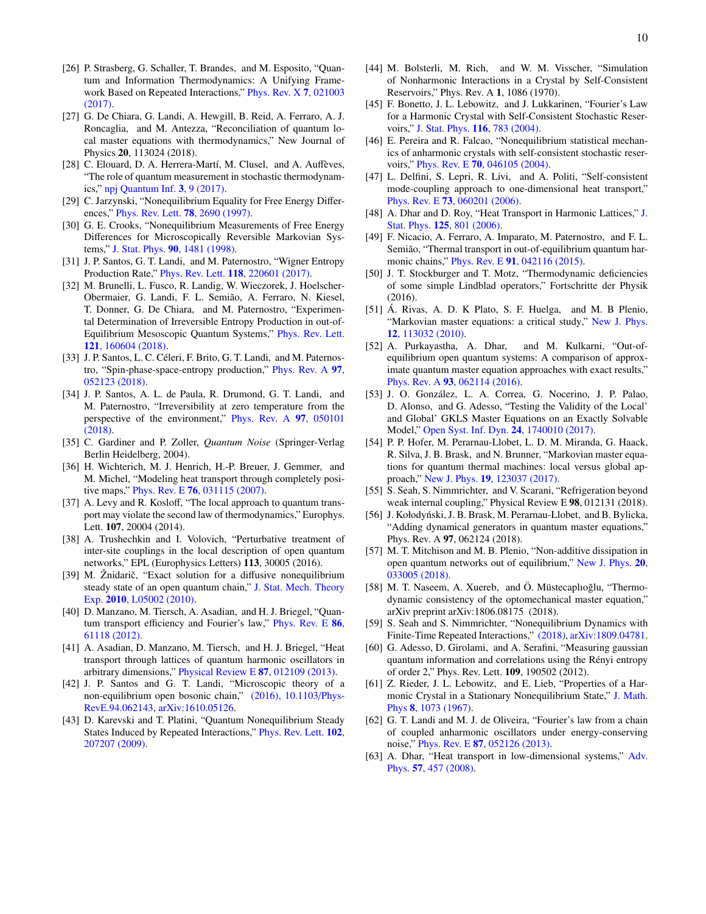[26] P. Strasberg, G. Schaller, T. Brandes, and M. Esposito, "Quantum and Information Thermodynamics: A Unifying Framework Based on Repeated Interactions," Phys. Rev. X **7**, 021003 (2017).

[27] G. De Chiara, G. Landi, A. Hewgill, B. Reid, A. Ferraro, A. J. Roncaglia, and M. Antezza, "Reconciliation of quantum local master equations with thermodynamics," New Journal of Physics **20**, 113024 (2018).

[28] C. Elouard, D. A. Herrera-Martí, M. Clusel, and A. Auffèves, "The role of quantum measurement in stochastic thermodynamics," npj Quantum Inf. **3**, 9 (2017).

[29] C. Jarzynski, "Nonequilibrium Equality for Free Energy Differences," Phys. Rev. Lett. **78**, 2690 (1997).

[30] G. E. Crooks, "Nonequilibrium Measurements of Free Energy Differences for Microscopically Reversible Markovian Systems," J. Stat. Phys. **90**, 1481 (1998).

[31] J. P. Santos, G. T. Landi, and M. Paternostro, "Wigner Entropy Production Rate," Phys. Rev. Lett. **118**, 220601 (2017).

[32] M. Brunelli, L. Fusco, R. Landig, W. Wieczorek, J. Hoelscher-Obermaier, G. Landi, F. L. Semião, A. Ferraro, N. Kiesel, T. Donner, G. De Chiara, and M. Paternostro, "Experimental Determination of Irreversible Entropy Production in out-of-Equilibrium Mesoscopic Quantum Systems," Phys. Rev. Lett. **121**, 160604 (2018).

[33] J. P. Santos, L. C. Céleri, F. Brito, G. T. Landi, and M. Paternostro, "Spin-phase-space-entropy production," Phys. Rev. A **97**, 052123 (2018).

[34] J. P. Santos, A. L. de Paula, R. Drumond, G. T. Landi, and M. Paternostro, "Irreversibility at zero temperature from the perspective of the environment," Phys. Rev. A **97**, 050101 (2018).

[35] C. Gardiner and P. Zoller, *Quantum Noise* (Springer-Verlag Berlin Heidelberg, 2004).

[36] H. Wichterich, M. J. Henrich, H.-P. Breuer, J. Gemmer, and M. Michel, "Modeling heat transport through completely positive maps," Phys. Rev. E **76**, 031115 (2007).

[37] A. Levy and R. Kosloff, "The local approach to quantum transport may violate the second law of thermodynamics," Europhys. Lett. **107**, 20004 (2014).

[38] A. Trushechkin and I. Volovich, "Perturbative treatment of inter-site couplings in the local description of open quantum networks," EPL (Europhysics Letters) **113**, 30005 (2016).

[39] M. Žnidarič, "Exact solution for a diffusive nonequilibrium steady state of an open quantum chain," J. Stat. Mech. Theory Exp. **2010**, L05002 (2010).

[40] D. Manzano, M. Tiersch, A. Asadian, and H. J. Briegel, "Quantum transport efficiency and Fourier's law," Phys. Rev. E **86**, 61118 (2012).

[41] A. Asadian, D. Manzano, M. Tiersch, and H. J. Briegel, "Heat transport through lattices of quantum harmonic oscillators in arbitrary dimensions," Physical Review E **87**, 012109 (2013).

[42] J. P. Santos and G. T. Landi, "Microscopic theory of a non-equilibrium open bosonic chain," (2016), 10.1103/PhysRevE.94.062143, arXiv:1610.05126.

[43] D. Karevski and T. Platini, "Quantum Nonequilibrium Steady States Induced by Repeated Interactions," Phys. Rev. Lett. **102**, 207207 (2009).

[44] M. Bolsterli, M. Rich, and W. M. Visscher, "Simulation of Nonharmonic Interactions in a Crystal by Self-Consistent Reservoirs," Phys. Rev. A **1**, 1086 (1970).

[45] F. Bonetto, J. L. Lebowitz, and J. Lukkarinen, "Fourier's Law for a Harmonic Crystal with Self-Consistent Stochastic Reservoirs," J. Stat. Phys. **116**, 783 (2004).

[46] E. Pereira and R. Falcao, "Nonequilibrium statistical mechanics of anharmonic crystals with self-consistent stochastic reservoirs," Phys. Rev. E **70**, 046105 (2004).

[47] L. Delfini, S. Lepri, R. Livi, and A. Politi, "Self-consistent mode-coupling approach to one-dimensional heat transport," Phys. Rev. E **73**, 060201 (2006).

[48] A. Dhar and D. Roy, "Heat Transport in Harmonic Lattices," J. Stat. Phys. **125**, 801 (2006).

[49] F. Nicacio, A. Ferraro, A. Imparato, M. Paternostro, and F. L. Semião, "Thermal transport in out-of-equilibrium quantum harmonic chains," Phys. Rev. E **91**, 042116 (2015).

[50] J. T. Stockburger and T. Motz, "Thermodynamic deficiencies of some simple Lindblad operators," Fortschritte der Physik (2016).

[51] Á. Rivas, A. D. K Plato, S. F. Huelga, and M. B Plenio, "Markovian master equations: a critical study," New J. Phys. **12**, 113032 (2010).

[52] A. Purkayastha, A. Dhar, and M. Kulkarni, "Out-of-equilibrium open quantum systems: A comparison of approximate quantum master equation approaches with exact results," Phys. Rev. A **93**, 062114 (2016).

[53] J. O. González, L. A. Correa, G. Nocerino, J. P. Palao, D. Alonso, and G. Adesso, "Testing the Validity of the Local' and Global' GKLS Master Equations on an Exactly Solvable Model," Open Syst. Inf. Dyn. **24**, 1740010 (2017).

[54] P. P. Hofer, M. Perarnau-Llobet, L. D. M. Miranda, G. Haack, R. Silva, J. B. Brask, and N. Brunner, "Markovian master equations for quantum thermal machines: local versus global approach," New J. Phys. **19**, 123037 (2017).

[55] S. Seah, S. Nimmrichter, and V. Scarani, "Refrigeration beyond weak internal coupling," Physical Review E **98**, 012131 (2018).

[56] J. Kołodyński, J. B. Brask, M. Perarnau-Llobet, and B. Bylicka, "Adding dynamical generators in quantum master equations," Phys. Rev. A **97**, 062124 (2018).

[57] M. T. Mitchison and M. B. Plenio, "Non-additive dissipation in open quantum networks out of equilibrium," New J. Phys. **20**, 033005 (2018).

[58] M. T. Naseem, A. Xuereb, and Ö. Müstecaplıoğlu, "Thermodynamic consistency of the optomechanical master equation," arXiv preprint arXiv:1806.08175 (2018).

[59] S. Seah and S. Nimmrichter, "Nonequilibrium Dynamics with Finite-Time Repeated Interactions," (2018), arXiv:1809.04781.

[60] G. Adesso, D. Girolami, and A. Serafini, "Measuring gaussian quantum information and correlations using the Rényi entropy of order 2," Phys. Rev. Lett. **109**, 190502 (2012).

[61] Z. Rieder, J. L. Lebowitz, and E. Lieb, "Properties of a Harmonic Crystal in a Stationary Nonequilibrium State," J. Math. Phys **8**, 1073 (1967).

[62] G. T. Landi and M. J. de Oliveira, "Fourier's law from a chain of coupled anharmonic oscillators under energy-conserving noise," Phys. Rev. E **87**, 052126 (2013).

[63] A. Dhar, "Heat transport in low-dimensional systems," Adv. Phys. **57**, 457 (2008).